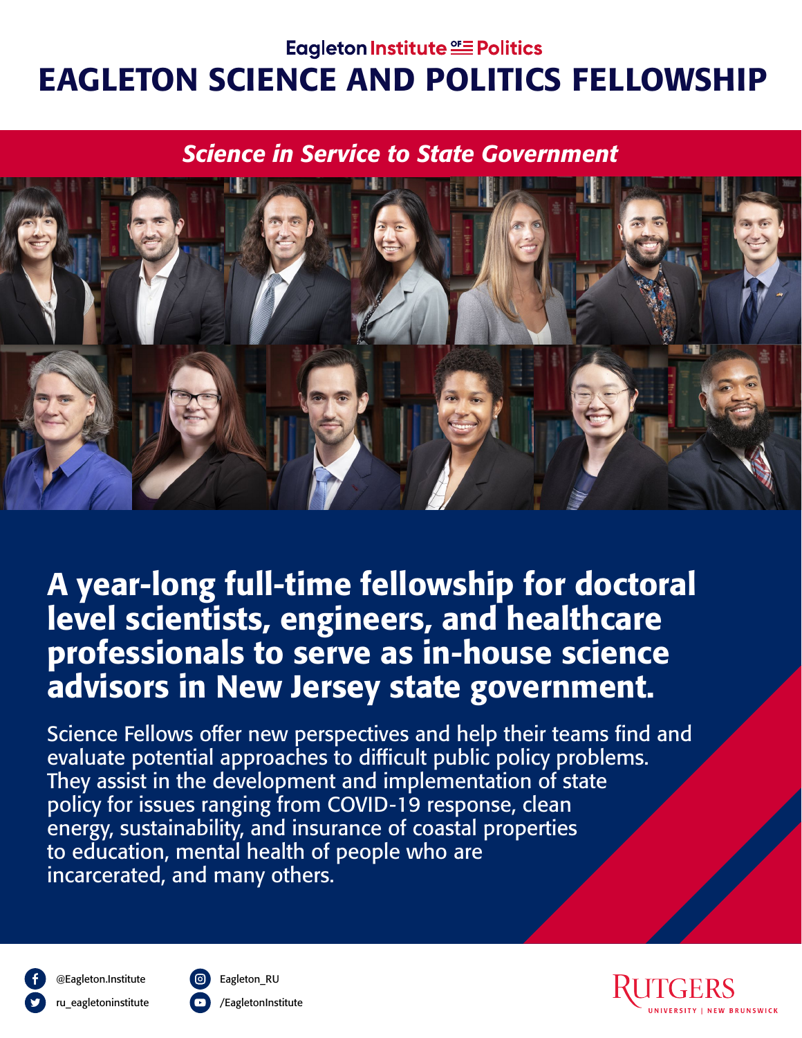Eagleton Institute of Politics

# EAGLETON SCIENCE AND POLITICS FELLOWSHIP

*Science in Service to State Government*

## A year-long full-time fellowship for doctoral level scientists, engineers, and healthcare professionals to serve as in-house science advisors in New Jersey state government.

Science Fellows offer new perspectives and help their teams find and evaluate potential approaches to difficult public policy problems. They assist in the development and implementation of state policy for issues ranging from COVID-19 response, clean energy, sustainability, and insurance of coastal properties to education, mental health of people who are incarcerated, and many others.

@Eagleton.Institute

ru_eagletoninstitute

Eagleton_RU

/EagletonInstitute

RUTGERS UNIVERSITY | NEW BRUNSWICK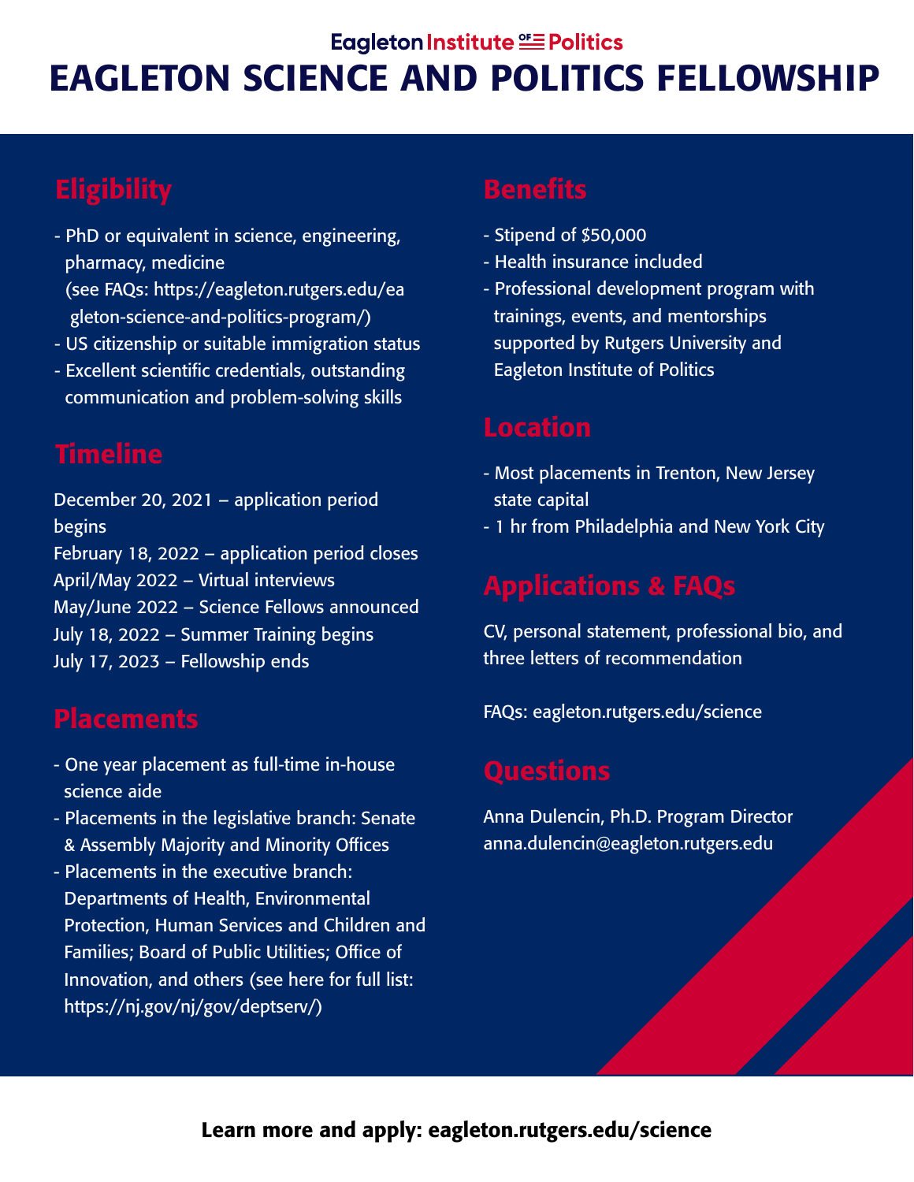Eagleton Institute of Politics

# EAGLETON SCIENCE AND POLITICS FELLOWSHIP

## Eligibility

- PhD or equivalent in science, engineering, pharmacy, medicine (see FAQs: https://eagleton.rutgers.edu/eagleton-science-and-politics-program/)
- US citizenship or suitable immigration status
- Excellent scientific credentials, outstanding communication and problem-solving skills

## Timeline

December 20, 2021 – application period begins
February 18, 2022 – application period closes
April/May 2022 – Virtual interviews
May/June 2022 – Science Fellows announced
July 18, 2022 – Summer Training begins
July 17, 2023 – Fellowship ends

## Placements

- One year placement as full-time in-house science aide
- Placements in the legislative branch: Senate & Assembly Majority and Minority Offices
- Placements in the executive branch: Departments of Health, Environmental Protection, Human Services and Children and Families; Board of Public Utilities; Office of Innovation, and others (see here for full list: https://nj.gov/nj/gov/deptserv/)

## Benefits

- Stipend of $50,000
- Health insurance included
- Professional development program with trainings, events, and mentorships supported by Rutgers University and Eagleton Institute of Politics

## Location

- Most placements in Trenton, New Jersey state capital
- 1 hr from Philadelphia and New York City

## Applications & FAQs

CV, personal statement, professional bio, and three letters of recommendation

FAQs: eagleton.rutgers.edu/science

## Questions

Anna Dulencin, Ph.D. Program Director
anna.dulencin@eagleton.rutgers.edu

**Learn more and apply: eagleton.rutgers.edu/science**